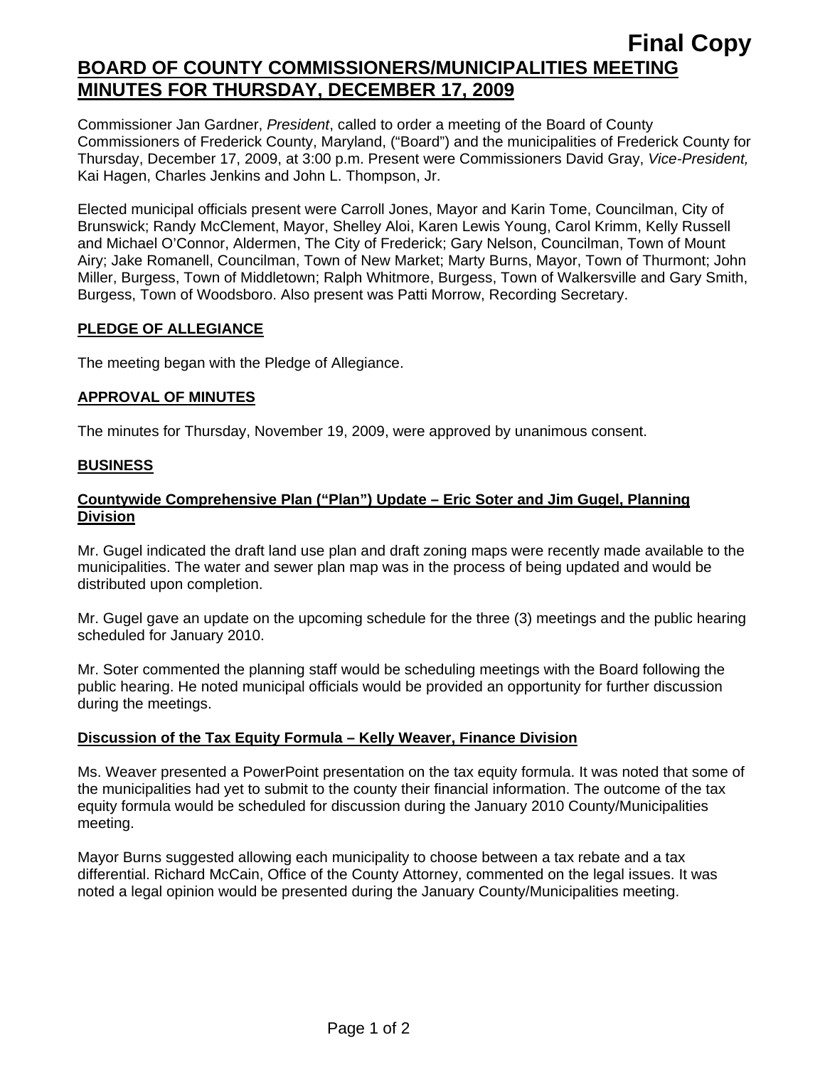**Final Copy**

# BOARD OF COUNTY COMMISSIONERS/MUNICIPALITIES MEETING MINUTES FOR THURSDAY, DECEMBER 17, 2009

Commissioner Jan Gardner, *President*, called to order a meeting of the Board of County Commissioners of Frederick County, Maryland, ("Board") and the municipalities of Frederick County for Thursday, December 17, 2009, at 3:00 p.m. Present were Commissioners David Gray, *Vice-President,* Kai Hagen, Charles Jenkins and John L. Thompson, Jr.

Elected municipal officials present were Carroll Jones, Mayor and Karin Tome, Councilman, City of Brunswick; Randy McClement, Mayor, Shelley Aloi, Karen Lewis Young, Carol Krimm, Kelly Russell and Michael O'Connor, Aldermen, The City of Frederick; Gary Nelson, Councilman, Town of Mount Airy; Jake Romanell, Councilman, Town of New Market; Marty Burns, Mayor, Town of Thurmont; John Miller, Burgess, Town of Middletown; Ralph Whitmore, Burgess, Town of Walkersville and Gary Smith, Burgess, Town of Woodsboro. Also present was Patti Morrow, Recording Secretary.

## PLEDGE OF ALLEGIANCE

The meeting began with the Pledge of Allegiance.

## APPROVAL OF MINUTES

The minutes for Thursday, November 19, 2009, were approved by unanimous consent.

## BUSINESS

### Countywide Comprehensive Plan ("Plan") Update – Eric Soter and Jim Gugel, Planning Division

Mr. Gugel indicated the draft land use plan and draft zoning maps were recently made available to the municipalities. The water and sewer plan map was in the process of being updated and would be distributed upon completion.

Mr. Gugel gave an update on the upcoming schedule for the three (3) meetings and the public hearing scheduled for January 2010.

Mr. Soter commented the planning staff would be scheduling meetings with the Board following the public hearing. He noted municipal officials would be provided an opportunity for further discussion during the meetings.

### Discussion of the Tax Equity Formula – Kelly Weaver, Finance Division

Ms. Weaver presented a PowerPoint presentation on the tax equity formula. It was noted that some of the municipalities had yet to submit to the county their financial information. The outcome of the tax equity formula would be scheduled for discussion during the January 2010 County/Municipalities meeting.

Mayor Burns suggested allowing each municipality to choose between a tax rebate and a tax differential. Richard McCain, Office of the County Attorney, commented on the legal issues. It was noted a legal opinion would be presented during the January County/Municipalities meeting.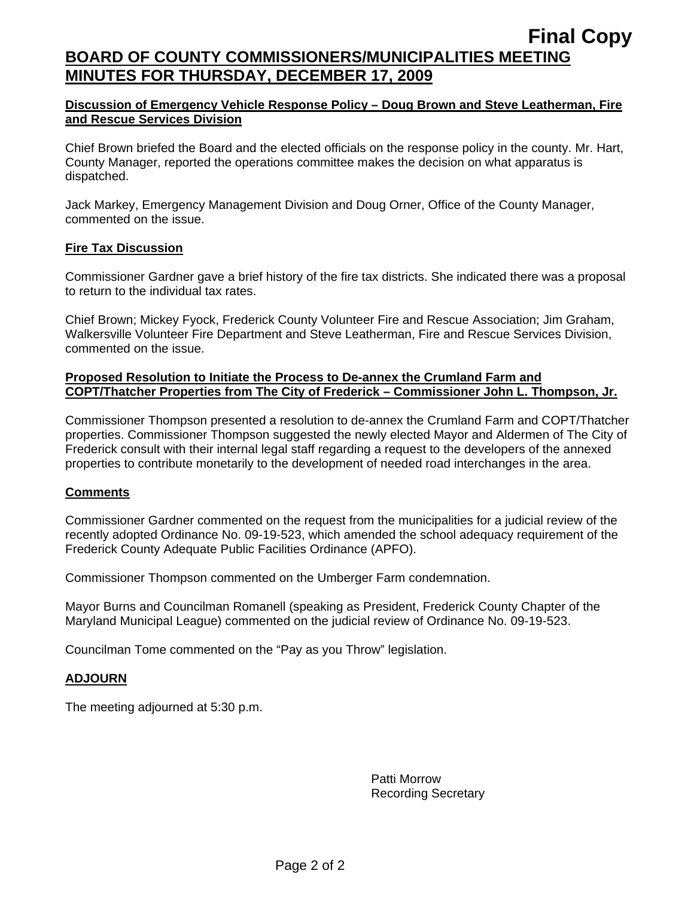**Final Copy**

# BOARD OF COUNTY COMMISSIONERS/MUNICIPALITIES MEETING MINUTES FOR THURSDAY, DECEMBER 17, 2009

## Discussion of Emergency Vehicle Response Policy – Doug Brown and Steve Leatherman, Fire and Rescue Services Division

Chief Brown briefed the Board and the elected officials on the response policy in the county. Mr. Hart, County Manager, reported the operations committee makes the decision on what apparatus is dispatched.

Jack Markey, Emergency Management Division and Doug Orner, Office of the County Manager, commented on the issue.

## Fire Tax Discussion

Commissioner Gardner gave a brief history of the fire tax districts. She indicated there was a proposal to return to the individual tax rates.

Chief Brown; Mickey Fyock, Frederick County Volunteer Fire and Rescue Association; Jim Graham, Walkersville Volunteer Fire Department and Steve Leatherman, Fire and Rescue Services Division, commented on the issue.

## Proposed Resolution to Initiate the Process to De-annex the Crumland Farm and COPT/Thatcher Properties from The City of Frederick – Commissioner John L. Thompson, Jr.

Commissioner Thompson presented a resolution to de-annex the Crumland Farm and COPT/Thatcher properties. Commissioner Thompson suggested the newly elected Mayor and Aldermen of The City of Frederick consult with their internal legal staff regarding a request to the developers of the annexed properties to contribute monetarily to the development of needed road interchanges in the area.

## Comments

Commissioner Gardner commented on the request from the municipalities for a judicial review of the recently adopted Ordinance No. 09-19-523, which amended the school adequacy requirement of the Frederick County Adequate Public Facilities Ordinance (APFO).

Commissioner Thompson commented on the Umberger Farm condemnation.

Mayor Burns and Councilman Romanell (speaking as President, Frederick County Chapter of the Maryland Municipal League) commented on the judicial review of Ordinance No. 09-19-523.

Councilman Tome commented on the "Pay as you Throw" legislation.

## ADJOURN

The meeting adjourned at 5:30 p.m.

Patti Morrow
Recording Secretary